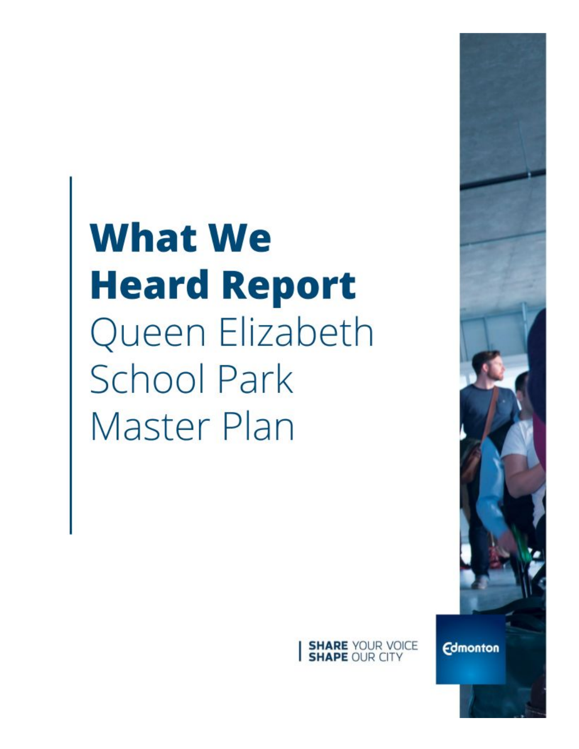# What We Heard Report

Queen Elizabeth School Park Master Plan

SHARE YOUR VOICE
SHAPE OUR CITY

Edmonton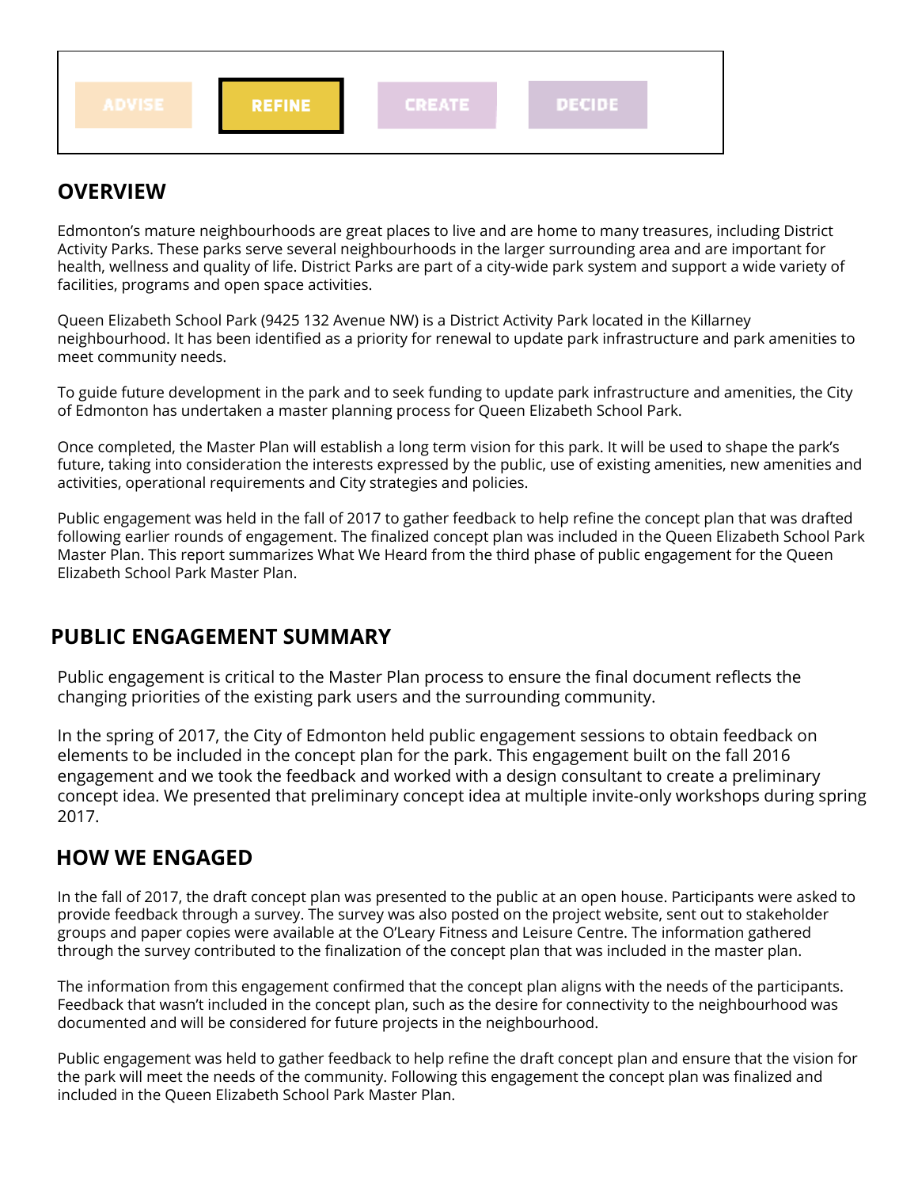ADVISE REFINE CREATE DECIDE

## OVERVIEW

Edmonton's mature neighbourhoods are great places to live and are home to many treasures, including District Activity Parks. These parks serve several neighbourhoods in the larger surrounding area and are important for health, wellness and quality of life. District Parks are part of a city-wide park system and support a wide variety of facilities, programs and open space activities.

Queen Elizabeth School Park (9425 132 Avenue NW) is a District Activity Park located in the Killarney neighbourhood. It has been identified as a priority for renewal to update park infrastructure and park amenities to meet community needs.

To guide future development in the park and to seek funding to update park infrastructure and amenities, the City of Edmonton has undertaken a master planning process for Queen Elizabeth School Park.

Once completed, the Master Plan will establish a long term vision for this park. It will be used to shape the park's future, taking into consideration the interests expressed by the public, use of existing amenities, new amenities and activities, operational requirements and City strategies and policies.

Public engagement was held in the fall of 2017 to gather feedback to help refine the concept plan that was drafted following earlier rounds of engagement. The finalized concept plan was included in the Queen Elizabeth School Park Master Plan. This report summarizes What We Heard from the third phase of public engagement for the Queen Elizabeth School Park Master Plan.

## PUBLIC ENGAGEMENT SUMMARY

Public engagement is critical to the Master Plan process to ensure the final document reflects the changing priorities of the existing park users and the surrounding community.

In the spring of 2017, the City of Edmonton held public engagement sessions to obtain feedback on elements to be included in the concept plan for the park. This engagement built on the fall 2016 engagement and we took the feedback and worked with a design consultant to create a preliminary concept idea. We presented that preliminary concept idea at multiple invite-only workshops during spring 2017.

## HOW WE ENGAGED

In the fall of 2017, the draft concept plan was presented to the public at an open house. Participants were asked to provide feedback through a survey. The survey was also posted on the project website, sent out to stakeholder groups and paper copies were available at the O'Leary Fitness and Leisure Centre. The information gathered through the survey contributed to the finalization of the concept plan that was included in the master plan.

The information from this engagement confirmed that the concept plan aligns with the needs of the participants. Feedback that wasn't included in the concept plan, such as the desire for connectivity to the neighbourhood was documented and will be considered for future projects in the neighbourhood.

Public engagement was held to gather feedback to help refine the draft concept plan and ensure that the vision for the park will meet the needs of the community. Following this engagement the concept plan was finalized and included in the Queen Elizabeth School Park Master Plan.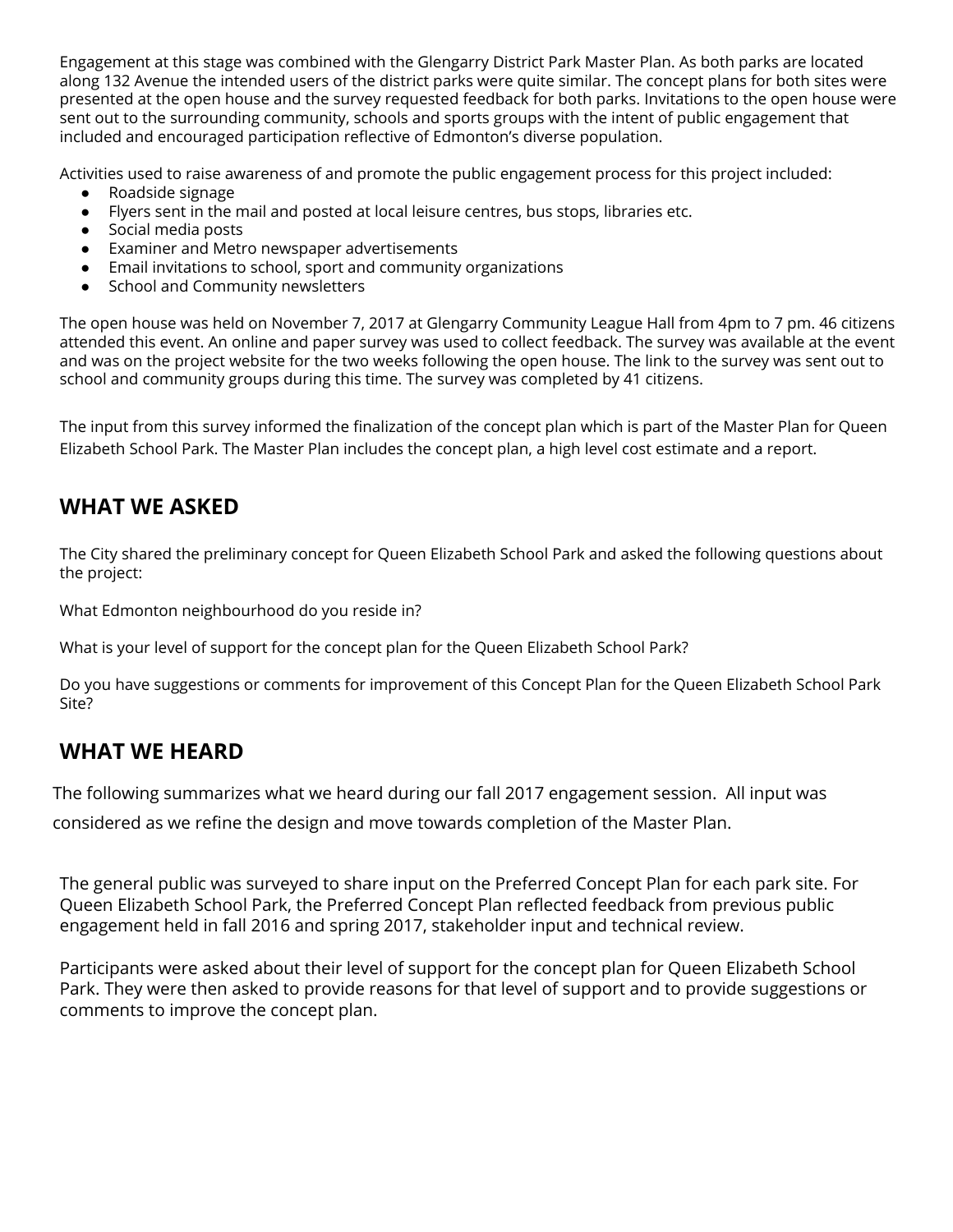Engagement at this stage was combined with the Glengarry District Park Master Plan. As both parks are located along 132 Avenue the intended users of the district parks were quite similar. The concept plans for both sites were presented at the open house and the survey requested feedback for both parks. Invitations to the open house were sent out to the surrounding community, schools and sports groups with the intent of public engagement that included and encouraged participation reflective of Edmonton's diverse population.

Activities used to raise awareness of and promote the public engagement process for this project included:

- Roadside signage
- Flyers sent in the mail and posted at local leisure centres, bus stops, libraries etc.
- Social media posts
- Examiner and Metro newspaper advertisements
- Email invitations to school, sport and community organizations
- School and Community newsletters

The open house was held on November 7, 2017 at Glengarry Community League Hall from 4pm to 7 pm. 46 citizens attended this event. An online and paper survey was used to collect feedback. The survey was available at the event and was on the project website for the two weeks following the open house. The link to the survey was sent out to school and community groups during this time. The survey was completed by 41 citizens.

The input from this survey informed the finalization of the concept plan which is part of the Master Plan for Queen Elizabeth School Park. The Master Plan includes the concept plan, a high level cost estimate and a report.

## WHAT WE ASKED

The City shared the preliminary concept for Queen Elizabeth School Park and asked the following questions about the project:

What Edmonton neighbourhood do you reside in?

What is your level of support for the concept plan for the Queen Elizabeth School Park?

Do you have suggestions or comments for improvement of this Concept Plan for the Queen Elizabeth School Park Site?

## WHAT WE HEARD

The following summarizes what we heard during our fall 2017 engagement session. All input was considered as we refine the design and move towards completion of the Master Plan.

The general public was surveyed to share input on the Preferred Concept Plan for each park site. For Queen Elizabeth School Park, the Preferred Concept Plan reflected feedback from previous public engagement held in fall 2016 and spring 2017, stakeholder input and technical review.

Participants were asked about their level of support for the concept plan for Queen Elizabeth School Park. They were then asked to provide reasons for that level of support and to provide suggestions or comments to improve the concept plan.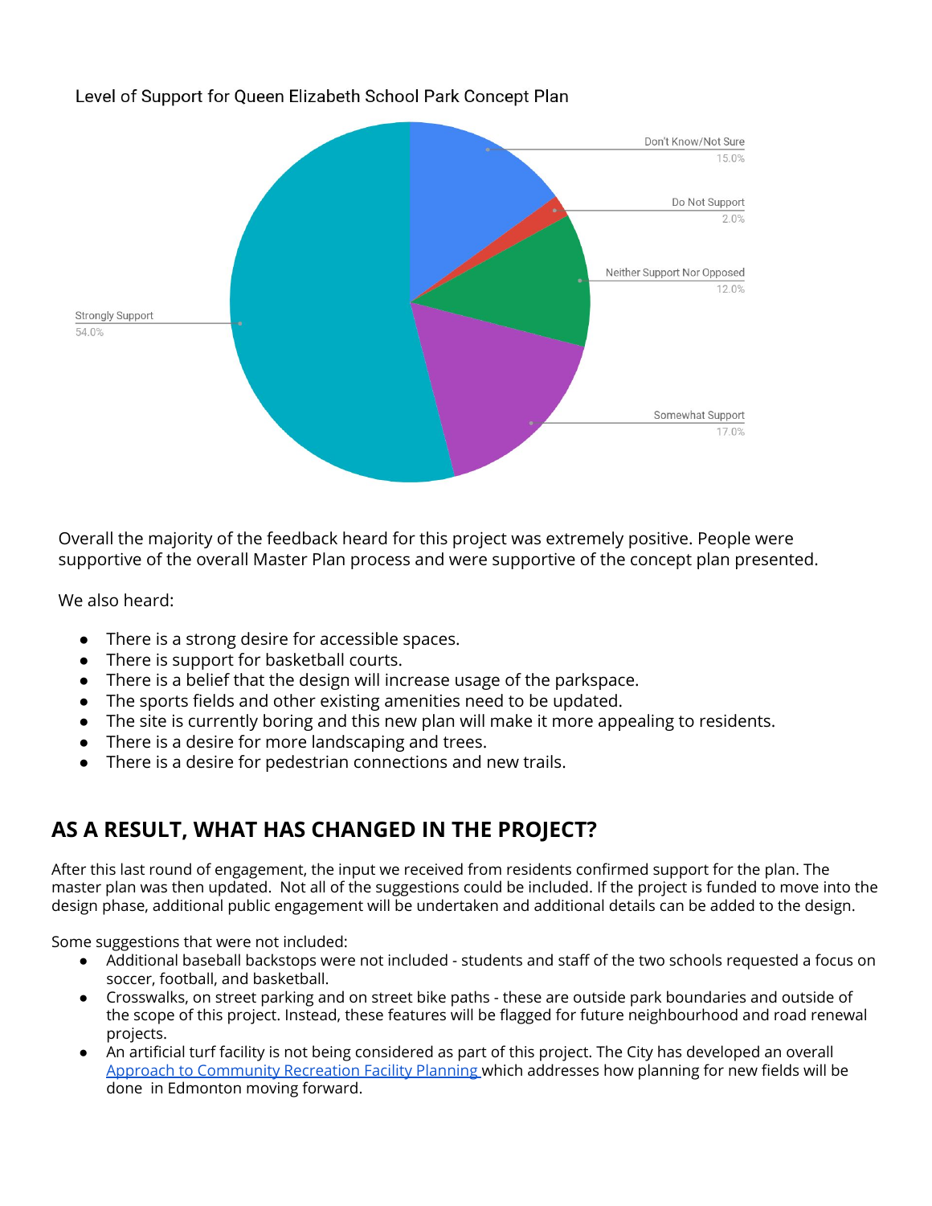Level of Support for Queen Elizabeth School Park Concept Plan

| Response | Percentage |
|---|---|
| Don't Know/Not Sure | 15.0% |
| Do Not Support | 2.0% |
| Neither Support Nor Opposed | 12.0% |
| Somewhat Support | 17.0% |
| Strongly Support | 54.0% |

Overall the majority of the feedback heard for this project was extremely positive. People were supportive of the overall Master Plan process and were supportive of the concept plan presented.

We also heard:

- There is a strong desire for accessible spaces.
- There is support for basketball courts.
- There is a belief that the design will increase usage of the parkspace.
- The sports fields and other existing amenities need to be updated.
- The site is currently boring and this new plan will make it more appealing to residents.
- There is a desire for more landscaping and trees.
- There is a desire for pedestrian connections and new trails.

## AS A RESULT, WHAT HAS CHANGED IN THE PROJECT?

After this last round of engagement, the input we received from residents confirmed support for the plan. The master plan was then updated. Not all of the suggestions could be included. If the project is funded to move into the design phase, additional public engagement will be undertaken and additional details can be added to the design.

Some suggestions that were not included:

- Additional baseball backstops were not included - students and staff of the two schools requested a focus on soccer, football, and basketball.
- Crosswalks, on street parking and on street bike paths - these are outside park boundaries and outside of the scope of this project. Instead, these features will be flagged for future neighbourhood and road renewal projects.
- An artificial turf facility is not being considered as part of this project. The City has developed an overall Approach to Community Recreation Facility Planning which addresses how planning for new fields will be done in Edmonton moving forward.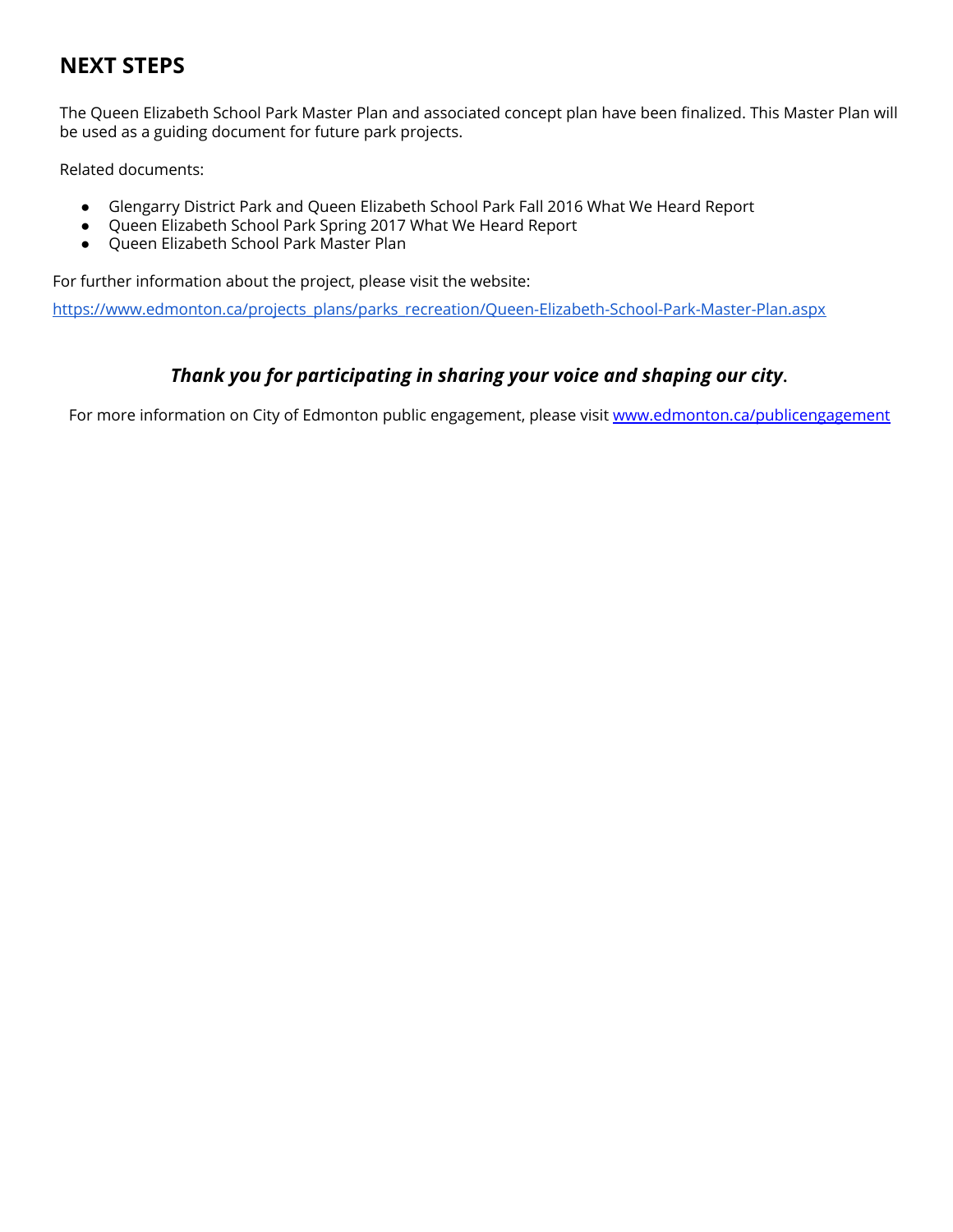## NEXT STEPS

The Queen Elizabeth School Park Master Plan and associated concept plan have been finalized. This Master Plan will be used as a guiding document for future park projects.

Related documents:

- Glengarry District Park and Queen Elizabeth School Park Fall 2016 What We Heard Report
- Queen Elizabeth School Park Spring 2017 What We Heard Report
- Queen Elizabeth School Park Master Plan

For further information about the project, please visit the website:

https://www.edmonton.ca/projects_plans/parks_recreation/Queen-Elizabeth-School-Park-Master-Plan.aspx

***Thank you for participating in sharing your voice and shaping our city.***

For more information on City of Edmonton public engagement, please visit www.edmonton.ca/publicengagement